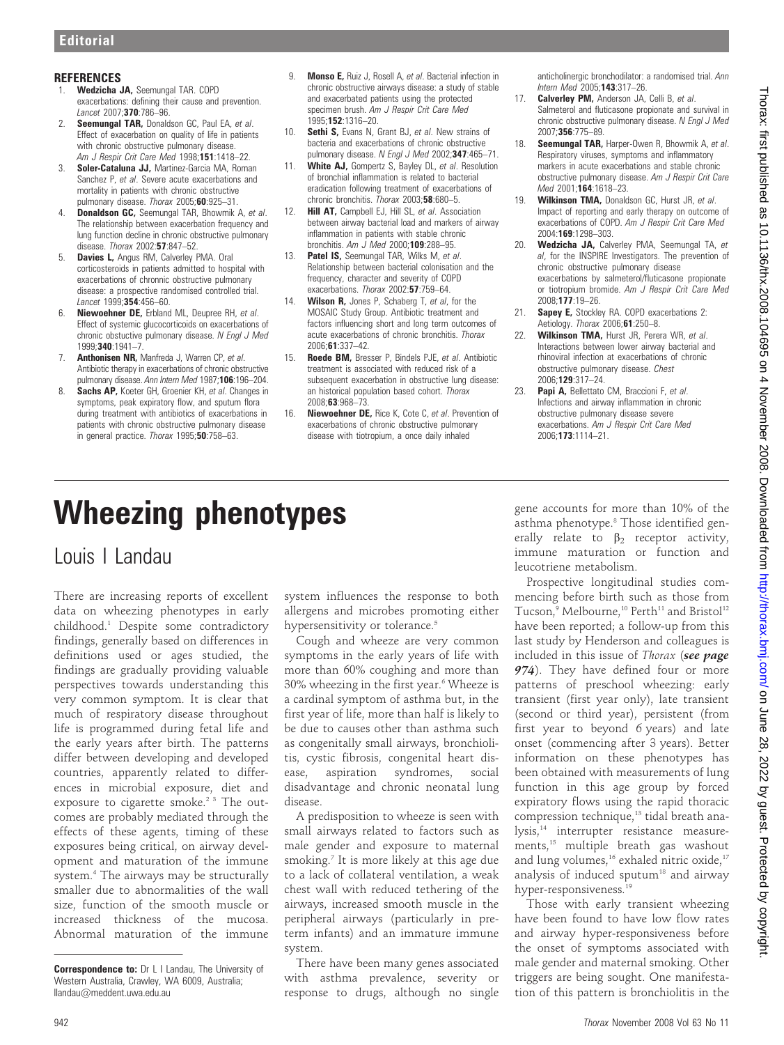## REFERENCES

1. **Wedzicha JA,** Seemungal TAR. COPD exacerbations: defining their cause and prevention. *Lancet* 2007;**370**:786–96.
2. **Seemungal TAR,** Donaldson GC, Paul EA, *et al*. Effect of exacerbation on quality of life in patients with chronic obstructive pulmonary disease. *Am J Respir Crit Care Med* 1998;**151**:1418–22.
3. **Soler-Cataluna JJ,** Martinez-Garcia MA, Roman Sanchez P, *et al*. Severe acute exacerbations and mortality in patients with chronic obstructive pulmonary disease. *Thorax* 2005;**60**:925–31.
4. **Donaldson GC,** Seemungal TAR, Bhowmik A, *et al*. The relationship between exacerbation frequency and lung function decline in chronic obstructive pulmonary disease. *Thorax* 2002:**57**:847–52.
5. **Davies L,** Angus RM, Calverley PMA. Oral corticosteroids in patients admitted to hospital with exacerbations of chrnonic obstructive pulmonary disease: a prospective randomised controlled trial. *Lancet* 1999;**354**:456–60.
6. **Niewoehner DE,** Erbland ML, Deupree RH, *et al*. Effect of systemic glucocorticoids on exacerbations of chronic obstuctive pulmonary disease. *N Engl J Med* 1999;**340**:1941–7.
7. **Anthonisen NR,** Manfreda J, Warren CP, *et al*. Antibiotic therapy in exacerbations of chronic obstructive pulmonary disease. *Ann Intern Med* 1987;**106**:196–204.
8. **Sachs AP,** Koeter GH, Groenier KH, *et al*. Changes in symptoms, peak expiratory flow, and sputum flora during treatment with antibiotics of exacerbations in patients with chronic obstructive pulmonary disease in general practice. *Thorax* 1995;**50**:758–63.
9. **Monso E,** Ruiz J, Rosell A, *et al*. Bacterial infection in chronic obstructive airways disease: a study of stable and exacerbated patients using the protected specimen brush. *Am J Respir Crit Care Med* 1995;**152**:1316–20.
10. **Sethi S,** Evans N, Grant BJ, *et al*. New strains of bacteria and exacerbations of chronic obstructive pulmonary disease. *N Engl J Med* 2002;**347**:465–71.
11. **White AJ,** Gompertz S, Bayley DL, *et al*. Resolution of bronchial inflammation is related to bacterial eradication following treatment of exacerbations of chronic bronchitis. *Thorax* 2003;**58**:680–5.
12. **Hill AT,** Campbell EJ, Hill SL, *et al*. Association between airway bacterial load and markers of airway inflammation in patients with stable chronic bronchitis. *Am J Med* 2000;**109**:288–95.
13. **Patel IS,** Seemungal TAR, Wilks M, *et al*. Relationship between bacterial colonisation and the frequency, character and severity of COPD exacerbations. *Thorax* 2002:**57**:759–64.
14. **Wilson R,** Jones P, Schaberg T, *et al*, for the MOSAIC Study Group. Antibiotic treatment and factors influencing short and long term outcomes of acute exacerbations of chronic bronchitis. *Thorax* 2006;**61**:337–42.
15. **Roede BM,** Bresser P, Bindels PJE, *et al*. Antibiotic treatment is associated with reduced risk of a subsequent exacerbation in obstructive lung disease: an historical population based cohort. *Thorax* 2008;**63**:968–73.
16. **Niewoehner DE,** Rice K, Cote C, *et al*. Prevention of exacerbations of chronic obstructive pulmonary disease with tiotropium, a once daily inhaled anticholinergic bronchodilator: a randomised trial. *Ann Intern Med* 2005;**143**:317–26.
17. **Calverley PM,** Anderson JA, Celli B, *et al*. Salmeterol and fluticasone propionate and survival in chronic obstructive pulmonary disease. *N Engl J Med* 2007;**356**:775–89.
18. **Seemungal TAR,** Harper-Owen R, Bhowmik A, *et al*. Respiratory viruses, symptoms and inflammatory markers in acute exacerbations and stable chronic obstructive pulmonary disease. *Am J Respir Crit Care Med* 2001;**164**:1618–23.
19. **Wilkinson TMA,** Donaldson GC, Hurst JR, *et al*. Impact of reporting and early therapy on outcome of exacerbations of COPD. *Am J Respir Crit Care Med* 2004:**169**:1298–303.
20. **Wedzicha JA,** Calverley PMA, Seemungal TA, *et al*, for the INSPIRE Investigators. The prevention of chronic obstructive pulmonary disease exacerbations by salmeterol/fluticasone propionate or tiotropium bromide. *Am J Respir Crit Care Med* 2008;**177**:19–26.
21. **Sapey E,** Stockley RA. COPD exacerbations 2: Aetiology. *Thorax* 2006;**61**:250–8.
22. **Wilkinson TMA,** Hurst JR, Perera WR, *et al*. Interactions between lower airway bacterial and rhinoviral infection at exacerbations of chronic obstructive pulmonary disease. *Chest* 2006;**129**:317–24.
23. **Papi A,** Bellettato CM, Braccioni F, *et al*. Infections and airway inflammation in chronic obstructive pulmonary disease severe exacerbations. *Am J Respir Crit Care Med* 2006;**173**:1114–21.

# Wheezing phenotypes

Louis I Landau

There are increasing reports of excellent data on wheezing phenotypes in early childhood.[1] Despite some contradictory findings, generally based on differences in definitions used or ages studied, the findings are gradually providing valuable perspectives towards understanding this very common symptom. It is clear that much of respiratory disease throughout life is programmed during fetal life and the early years after birth. The patterns differ between developing and developed countries, apparently related to differences in microbial exposure, diet and exposure to cigarette smoke.[2 3] The outcomes are probably mediated through the effects of these agents, timing of these exposures being critical, on airway development and maturation of the immune system.[4] The airways may be structurally smaller due to abnormalities of the wall size, function of the smooth muscle or increased thickness of the mucosa. Abnormal maturation of the immune system influences the response to both allergens and microbes promoting either hypersensitivity or tolerance.[5]

Cough and wheeze are very common symptoms in the early years of life with more than 60% coughing and more than 30% wheezing in the first year.[6] Wheeze is a cardinal symptom of asthma but, in the first year of life, more than half is likely to be due to causes other than asthma such as congenitally small airways, bronchiolitis, cystic fibrosis, congenital heart disease, aspiration syndromes, social disadvantage and chronic neonatal lung disease.

A predisposition to wheeze is seen with small airways related to factors such as male gender and exposure to maternal smoking.[7] It is more likely at this age due to a lack of collateral ventilation, a weak chest wall with reduced tethering of the airways, increased smooth muscle in the peripheral airways (particularly in preterm infants) and an immature immune system.

There have been many genes associated with asthma prevalence, severity or response to drugs, although no single gene accounts for more than 10% of the asthma phenotype.[8] Those identified generally relate to $\beta_2$ receptor activity, immune maturation or function and leucotriene metabolism.

Prospective longitudinal studies commencing before birth such as those from Tucson,[9] Melbourne,[10] Perth[11] and Bristol[12] have been reported; a follow-up from this last study by Henderson and colleagues is included in this issue of *Thorax* (***see page 974***). They have defined four or more patterns of preschool wheezing: early transient (first year only), late transient (second or third year), persistent (from first year to beyond 6 years) and late onset (commencing after 3 years). Better information on these phenotypes has been obtained with measurements of lung function in this age group by forced expiratory flows using the rapid thoracic compression technique,[13] tidal breath analysis,[14] interrupter resistance measurements,[15] multiple breath gas washout and lung volumes,[16] exhaled nitric oxide,[17] analysis of induced sputum[18] and airway hyper-responsiveness.[19]

Those with early transient wheezing have been found to have low flow rates and airway hyper-responsiveness before the onset of symptoms associated with male gender and maternal smoking. Other triggers are being sought. One manifestation of this pattern is bronchiolitis in the

**Correspondence to:** Dr L I Landau, The University of Western Australia, Crawley, WA 6009, Australia; llandau@meddent.uwa.edu.au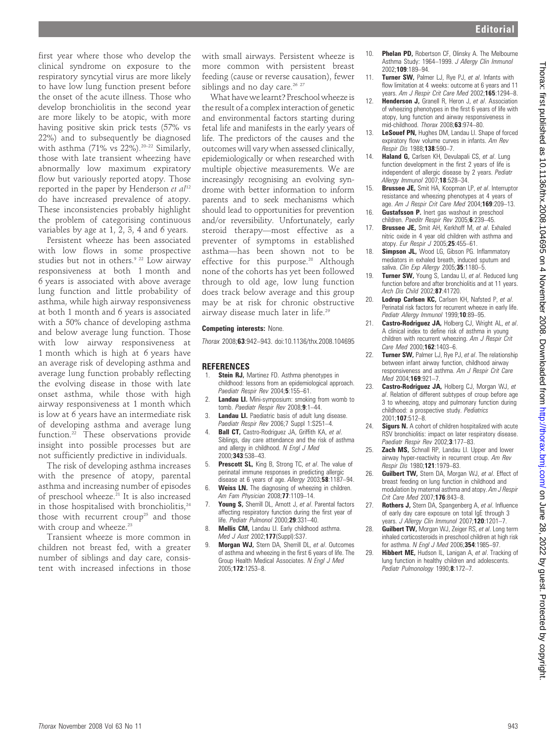first year where those who develop the clinical syndrome on exposure to the respiratory syncytial virus are more likely to have low lung function present before the onset of the acute illness. Those who develop bronchiolitis in the second year are more likely to be atopic, with more having positive skin prick tests (57% vs 22%) and to subsequently be diagnosed with asthma (71% vs 22%).[20–22] Similarly, those with late transient wheezing have abnormally low maximum expiratory flow but variously reported atopy. Those reported in the paper by Henderson *et al*[12] do have increased prevalence of atopy. These inconsistencies probably highlight the problem of categorising continuous variables by age at 1, 2, 3, 4 and 6 years.

Persistent wheeze has been associated with low flows in some prospective studies but not in others.[9 22] Low airway responsiveness at both 1 month and 6 years is associated with above average lung function and little probability of asthma, while high airway responsiveness at both 1 month and 6 years is associated with a 50% chance of developing asthma and below average lung function. Those with low airway responsiveness at 1 month which is high at 6 years have an average risk of developing asthma and average lung function probably reflecting the evolving disease in those with late onset asthma, while those with high airway responsiveness at 1 month which is low at 6 years have an intermediate risk of developing asthma and average lung function.[22] These observations provide insight into possible processes but are not sufficiently predictive in individuals.

The risk of developing asthma increases with the presence of atopy, parental asthma and increasing number of episodes of preschool wheeze.[21] It is also increased in those hospitalised with bronchiolitis,[24] those with recurrent croup[25] and those with croup and wheeze.[23]

Transient wheeze is more common in children not breast fed, with a greater number of siblings and day care, consistent with increased infections in those with small airways. Persistent wheeze is more common with persistent breast feeding (cause or reverse causation), fewer siblings and no day care.[26 27]

What have we learnt? Preschool wheeze is the result of a complex interaction of genetic and environmental factors starting during fetal life and manifests in the early years of life. The predictors of the causes and the outcomes will vary when assessed clinically, epidemiologically or when researched with multiple objective measurements. We are increasingly recognising an evolving syndrome with better information to inform parents and to seek mechanisms which should lead to opportunities for prevention and/or reversibility. Unfortunately, early steroid therapy—most effective as a preventer of symptoms in established asthma—has been shown not to be effective for this purpose.[28] Although none of the cohorts has yet been followed through to old age, low lung function does track below average and this group may be at risk for chronic obstructive airway disease much later in life.[29]

**Competing interests:** None.

*Thorax* 2008;**63**:942–943. doi:10.1136/thx.2008.104695

## REFERENCES

1. **Stein RJ,** Martinez FD. Asthma phenotypes in childhood: lessons from an epidemiological approach. *Paediatr Respir Rev* 2004;**5**:155–61.
2. **Landau LI.** Mini-symposium: smoking from womb to tomb. *Paediatr Respir Rev* 2008;**9**:1–44.
3. **Landau LI.** Paediatric basis of adult lung disease. *Paediatr Respir Rev* 2006;7 Suppl 1:S251–4.
4. **Ball CT,** Castro-Rodriguez JA, Griffith KA, *et al.* Siblings, day care attendance and the risk of asthma and allergy in childhood. *N Engl J Med* 2000;**343**:538–43.
5. **Prescott SL,** King B, Strong TC, *et al.* The value of perinatal immune responses in predicting allergic disease at 6 years of age. *Allergy* 2003;**58**:1187–94.
6. **Weiss LN.** The diagnosing of wheezing in children. *Am Fam Physician* 2008;**77**:1109–14.
7. **Young S,** Sherrill DL, Arnott J, *et al.* Parental factors affecting respiratory function during the first year of life. *Pediatr Pulmonol* 2000;**29**:331–40.
8. **Mellis CM,** Landau LI. Early childhood asthma. *Med J Aust* 2002;**177**(Suppl):S37.
9. **Morgan WJ,** Stern DA, Sherrill DL, *et al.* Outcomes of asthma and wheezing in the first 6 years of life. The Group Health Medical Associates. *N Engl J Med* 2005;**172**:1253–8.
10. **Phelan PD,** Robertson CF, Olinsky A. The Melbourne Asthma Study: 1964–1999. *J Allergy Clin Immunol* 2002;**109**:189–94.
11. **Turner SW,** Palmer LJ, Rye PJ, *et al.* Infants with flow limitation at 4 weeks: outcome at 6 years and 11 years. *Am J Respir Crit Care Med* 2002;**165**:1294–8.
12. **Henderson J,** Granell R, Heron J, *et al.* Association of wheezing phenotypes in the first 6 years of life with atopy, lung function and airway responsiveness in mid-childhood. *Thorax* 2008;**63**:974–80.
13. **LeSouef PN,** Hughes DM, Landau LI. Shape of forced expiratory flow volume curves in infants. *Am Rev Respir Dis* 1988;**138**:590–7.
14. **Haland G,** Carlsen KH, Devulapali CS, *et al.* Lung function development in the first 2 years of life is independent of allergic disease by 2 years. *Pediatr Allergy Immunol* 2007;**18**:528–34.
15. **Brussee JE,** Smit HA, Koopman LP, *et al.* Interruptor resistance and wheezing phenotypes at 4 years of age. *Am J Respir Crit Care Med* 2004;**169**:209–13.
16. **Gustafsson P.** Inert gas washout in preschool children. *Paeditr Respir Rev* 2005;**6**:239–45.
17. **Brussee JE,** Smit AH, Kerkhoff M, *et al.* Exhaled nitric oxide in 4 year old children with asthma and atopy. *Eur Respir J* 2005;**25**:455–61.
18. **Simpson JL,** Wood LG, Gibson PG. Inflammatory mediators in exhaled breath, induced sputum and saliva. *Clin Exp Allergy* 2005;**35**:1180–5.
19. **Turner SW,** Young S, Landau LI, *et al.* Reduced lung function before and after bronchiolitis and at 11 years. *Arch Dis Child* 2002;**87**:41720.
20. **Lodrup Carlsen KC,** Carlsen KH, Nafsted P, *et al.* Perinatal risk factors for recurrent wheeze in early life. *Pediatr Allergy Immunol* 1999;**10**:89–95.
21. **Castro-Rodriguez JA,** Holberg CJ, Wright AL, *et al.* A clinical index to define risk of asthma in young children with recurrent wheezing. *Am J Respir Crit Care Med* 2000;**162**:1403–6.
22. **Turner SW,** Palmer LJ, Rye PJ, *et al.* The relationship between infant airway function, childhood airway responsiveness and asthma. *Am J Respir Crit Care Med* 2004;**169**:921–7.
23. **Castro-Rodriguez JA,** Holberg CJ, Morgan WJ, *et al.* Relation of different subtypes of croup before age 3 to wheezing, atopy and pulmonary function during childhood: a prospective study. *Pediatrics* 2001;**107**:512–8.
24. **Sigurs N.** A cohort of children hospitalized with acute RSV bronchiolitis: impact on later respiratory disease. *Paediatr Respir Rev* 2002;**3**:177–83.
25. **Zach MS,** Schnall RP, Landau LI. Upper and lower airway hyper-reactivity in recurrent croup. *Am Rev Respir Dis* 1980;**121**:1979–83.
26. **Guilbert TW,** Stern DA, Morgan WJ, *et al.* Effect of breast feeding on lung function in childhood and modulation by maternal asthma and atopy. *Am J Respir Crit Care Med* 2007;**176**:843–8.
27. **Rothers J,** Stern DA, Spangenberg A, *et al.* Influence of early day care exposure on total IgE through 3 years. *J Allergy Clin Immunol* 2007;**120**:1201–7.
28. **Guilbert TW,** Morgan WJ, Zeiger RS, *et al.* Long term inhaled corticosteroids in preschool children at high risk for asthma. *N Engl J Med* 2006;**354**:1985–97.
29. **Hibbert ME,** Hudson IL, Lanigan A, *et al.* Tracking of lung function in healthy children and adolescents. *Pediatr Pulmonology* 1990;**8**:172–7.